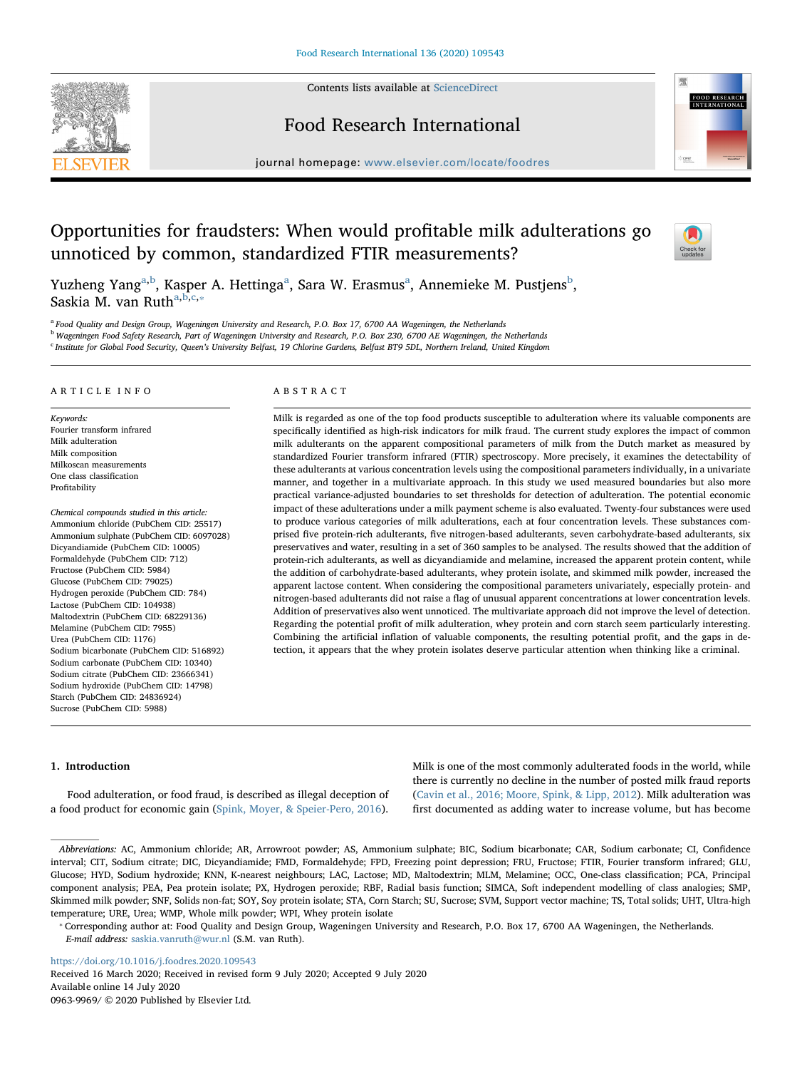# Opportunities for fraudsters: When would profitable milk adulterations go unnoticed by common, standardized FTIR measurements?

Yuzheng Yang[a,b], Kasper A. Hettinga[a], Sara W. Erasmus[a], Annemieke M. Pustjens[b], Saskia M. van Ruth[a,b,c,*]

[a] Food Quality and Design Group, Wageningen University and Research, P.O. Box 17, 6700 AA Wageningen, the Netherlands
[b] Wageningen Food Safety Research, Part of Wageningen University and Research, P.O. Box 230, 6700 AE Wageningen, the Netherlands
[c] Institute for Global Food Security, Queen's University Belfast, 19 Chlorine Gardens, Belfast BT9 5DL, Northern Ireland, United Kingdom

## ARTICLE INFO

*Keywords:*
Fourier transform infrared
Milk adulteration
Milk composition
Milkoscan measurements
One class classification
Profitability

*Chemical compounds studied in this article:*
Ammonium chloride (PubChem CID: 25517)
Ammonium sulphate (PubChem CID: 6097028)
Dicyandiamide (PubChem CID: 10005)
Formaldehyde (PubChem CID: 712)
Fructose (PubChem CID: 5984)
Glucose (PubChem CID: 79025)
Hydrogen peroxide (PubChem CID: 784)
Lactose (PubChem CID: 104938)
Maltodextrin (PubChem CID: 68229136)
Melamine (PubChem CID: 7955)
Urea (PubChem CID: 1176)
Sodium bicarbonate (PubChem CID: 516892)
Sodium carbonate (PubChem CID: 10340)
Sodium citrate (PubChem CID: 23666341)
Sodium hydroxide (PubChem CID: 14798)
Starch (PubChem CID: 24836924)
Sucrose (PubChem CID: 5988)

## ABSTRACT

Milk is regarded as one of the top food products susceptible to adulteration where its valuable components are specifically identified as high-risk indicators for milk fraud. The current study explores the impact of common milk adulterants on the apparent compositional parameters of milk from the Dutch market as measured by standardized Fourier transform infrared (FTIR) spectroscopy. More precisely, it examines the detectability of these adulterants at various concentration levels using the compositional parameters individually, in a univariate manner, and together in a multivariate approach. In this study we used measured boundaries but also more practical variance-adjusted boundaries to set thresholds for detection of adulteration. The potential economic impact of these adulterations under a milk payment scheme is also evaluated. Twenty-four substances were used to produce various categories of milk adulterations, each at four concentration levels. These substances comprised five protein-rich adulterants, five nitrogen-based adulterants, seven carbohydrate-based adulterants, six preservatives and water, resulting in a set of 360 samples to be analysed. The results showed that the addition of protein-rich adulterants, as well as dicyandiamide and melamine, increased the apparent protein content, while the addition of carbohydrate-based adulterants, whey protein isolate, and skimmed milk powder, increased the apparent lactose content. When considering the compositional parameters univariately, especially protein- and nitrogen-based adulterants did not raise a flag of unusual apparent concentrations at lower concentration levels. Addition of preservatives also went unnoticed. The multivariate approach did not improve the level of detection. Regarding the potential profit of milk adulteration, whey protein and corn starch seem particularly interesting. Combining the artificial inflation of valuable components, the resulting potential profit, and the gaps in detection, it appears that the whey protein isolates deserve particular attention when thinking like a criminal.

## 1. Introduction

Food adulteration, or food fraud, is described as illegal deception of a food product for economic gain (Spink, Moyer, & Speier-Pero, 2016). Milk is one of the most commonly adulterated foods in the world, while there is currently no decline in the number of posted milk fraud reports (Cavin et al., 2016; Moore, Spink, & Lipp, 2012). Milk adulteration was first documented as adding water to increase volume, but has become

---

*Abbreviations:* AC, Ammonium chloride; AR, Arrowroot powder; AS, Ammonium sulphate; BIC, Sodium bicarbonate; CAR, Sodium carbonate; CI, Confidence interval; CIT, Sodium citrate; DIC, Dicyandiamide; FMD, Formaldehyde; FPD, Freezing point depression; FRU, Fructose; FTIR, Fourier transform infrared; GLU, Glucose; HYD, Sodium hydroxide; KNN, K-nearest neighbours; LAC, Lactose; MD, Maltodextrin; MLM, Melamine; OCC, One-class classification; PCA, Principal component analysis; PEA, Pea protein isolate; PX, Hydrogen peroxide; RBF, Radial basis function; SIMCA, Soft independent modelling of class analogies; SMP, Skimmed milk powder; SNF, Solids non-fat; SOY, Soy protein isolate; STA, Corn Starch; SU, Sucrose; SVM, Support vector machine; TS, Total solids; UHT, Ultra-high temperature; URE, Urea; WMP, Whole milk powder; WPI, Whey protein isolate

\* Corresponding author at: Food Quality and Design Group, Wageningen University and Research, P.O. Box 17, 6700 AA Wageningen, the Netherlands.
*E-mail address:* saskia.vanruth@wur.nl (S.M. van Ruth).

https://doi.org/10.1016/j.foodres.2020.109543
Received 16 March 2020; Received in revised form 9 July 2020; Accepted 9 July 2020
Available online 14 July 2020
0963-9969/ © 2020 Published by Elsevier Ltd.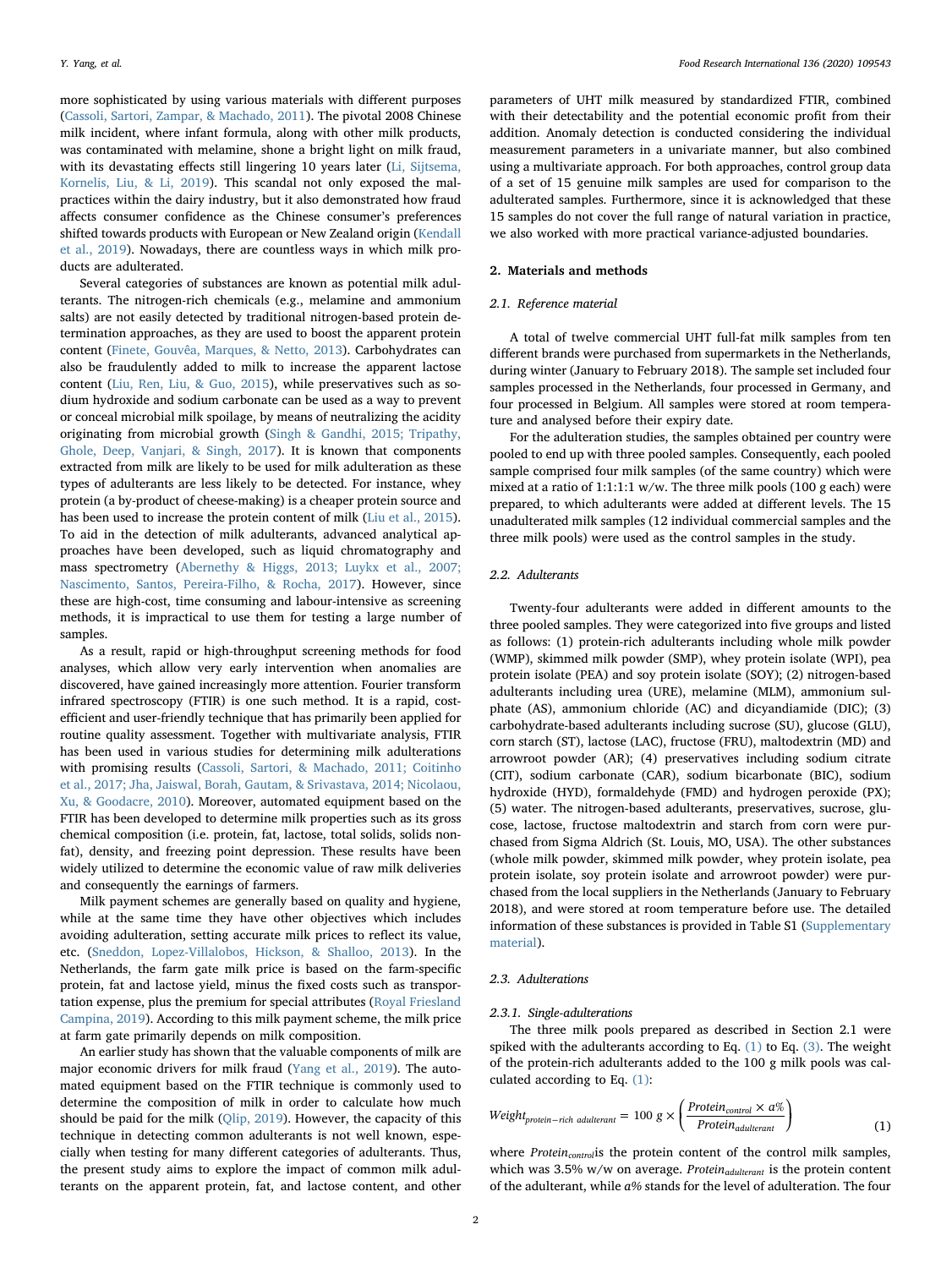more sophisticated by using various materials with different purposes (Cassoli, Sartori, Zampar, & Machado, 2011). The pivotal 2008 Chinese milk incident, where infant formula, along with other milk products, was contaminated with melamine, shone a bright light on milk fraud, with its devastating effects still lingering 10 years later (Li, Sijtsema, Kornelis, Liu, & Li, 2019). This scandal not only exposed the malpractices within the dairy industry, but it also demonstrated how fraud affects consumer confidence as the Chinese consumer's preferences shifted towards products with European or New Zealand origin (Kendall et al., 2019). Nowadays, there are countless ways in which milk products are adulterated.

Several categories of substances are known as potential milk adulterants. The nitrogen-rich chemicals (e.g., melamine and ammonium salts) are not easily detected by traditional nitrogen-based protein determination approaches, as they are used to boost the apparent protein content (Finete, Gouvêa, Marques, & Netto, 2013). Carbohydrates can also be fraudulently added to milk to increase the apparent lactose content (Liu, Ren, Liu, & Guo, 2015), while preservatives such as sodium hydroxide and sodium carbonate can be used as a way to prevent or conceal microbial milk spoilage, by means of neutralizing the acidity originating from microbial growth (Singh & Gandhi, 2015; Tripathy, Ghole, Deep, Vanjari, & Singh, 2017). It is known that components extracted from milk are likely to be used for milk adulteration as these types of adulterants are less likely to be detected. For instance, whey protein (a by-product of cheese-making) is a cheaper protein source and has been used to increase the protein content of milk (Liu et al., 2015). To aid in the detection of milk adulterants, advanced analytical approaches have been developed, such as liquid chromatography and mass spectrometry (Abernethy & Higgs, 2013; Luykx et al., 2007; Nascimento, Santos, Pereira-Filho, & Rocha, 2017). However, since these are high-cost, time consuming and labour-intensive as screening methods, it is impractical to use them for testing a large number of samples.

As a result, rapid or high-throughput screening methods for food analyses, which allow very early intervention when anomalies are discovered, have gained increasingly more attention. Fourier transform infrared spectroscopy (FTIR) is one such method. It is a rapid, cost-efficient and user-friendly technique that has primarily been applied for routine quality assessment. Together with multivariate analysis, FTIR has been used in various studies for determining milk adulterations with promising results (Cassoli, Sartori, & Machado, 2011; Coitinho et al., 2017; Jha, Jaiswal, Borah, Gautam, & Srivastava, 2014; Nicolaou, Xu, & Goodacre, 2010). Moreover, automated equipment based on the FTIR has been developed to determine milk properties such as its gross chemical composition (i.e. protein, fat, lactose, total solids, solids non-fat), density, and freezing point depression. These results have been widely utilized to determine the economic value of raw milk deliveries and consequently the earnings of farmers.

Milk payment schemes are generally based on quality and hygiene, while at the same time they have other objectives which includes avoiding adulteration, setting accurate milk prices to reflect its value, etc. (Sneddon, Lopez-Villalobos, Hickson, & Shalloo, 2013). In the Netherlands, the farm gate milk price is based on the farm-specific protein, fat and lactose yield, minus the fixed costs such as transportation expense, plus the premium for special attributes (Royal Friesland Campina, 2019). According to this milk payment scheme, the milk price at farm gate primarily depends on milk composition.

An earlier study has shown that the valuable components of milk are major economic drivers for milk fraud (Yang et al., 2019). The automated equipment based on the FTIR technique is commonly used to determine the composition of milk in order to calculate how much should be paid for the milk (Qlip, 2019). However, the capacity of this technique in detecting common adulterants is not well known, especially when testing for many different categories of adulterants. Thus, the present study aims to explore the impact of common milk adulterants on the apparent protein, fat, and lactose content, and other parameters of UHT milk measured by standardized FTIR, combined with their detectability and the potential economic profit from their addition. Anomaly detection is conducted considering the individual measurement parameters in a univariate manner, but also combined using a multivariate approach. For both approaches, control group data of a set of 15 genuine milk samples are used for comparison to the adulterated samples. Furthermore, since it is acknowledged that these 15 samples do not cover the full range of natural variation in practice, we also worked with more practical variance-adjusted boundaries.

## 2. Materials and methods

### 2.1. Reference material

A total of twelve commercial UHT full-fat milk samples from ten different brands were purchased from supermarkets in the Netherlands, during winter (January to February 2018). The sample set included four samples processed in the Netherlands, four processed in Germany, and four processed in Belgium. All samples were stored at room temperature and analysed before their expiry date.

For the adulteration studies, the samples obtained per country were pooled to end up with three pooled samples. Consequently, each pooled sample comprised four milk samples (of the same country) which were mixed at a ratio of 1:1:1:1 w/w. The three milk pools (100 g each) were prepared, to which adulterants were added at different levels. The 15 unadulterated milk samples (12 individual commercial samples and the three milk pools) were used as the control samples in the study.

### 2.2. Adulterants

Twenty-four adulterants were added in different amounts to the three pooled samples. They were categorized into five groups and listed as follows: (1) protein-rich adulterants including whole milk powder (WMP), skimmed milk powder (SMP), whey protein isolate (WPI), pea protein isolate (PEA) and soy protein isolate (SOY); (2) nitrogen-based adulterants including urea (URE), melamine (MLM), ammonium sulphate (AS), ammonium chloride (AC) and dicyandiamide (DIC); (3) carbohydrate-based adulterants including sucrose (SU), glucose (GLU), corn starch (ST), lactose (LAC), fructose (FRU), maltodextrin (MD) and arrowroot powder (AR); (4) preservatives including sodium citrate (CIT), sodium carbonate (CAR), sodium bicarbonate (BIC), sodium hydroxide (HYD), formaldehyde (FMD) and hydrogen peroxide (PX); (5) water. The nitrogen-based adulterants, preservatives, sucrose, glucose, lactose, fructose maltodextrin and starch from corn were purchased from Sigma Aldrich (St. Louis, MO, USA). The other substances (whole milk powder, skimmed milk powder, whey protein isolate, pea protein isolate, soy protein isolate and arrowroot powder) were purchased from the local suppliers in the Netherlands (January to February 2018), and were stored at room temperature before use. The detailed information of these substances is provided in Table S1 (Supplementary material).

### 2.3. Adulterations

#### 2.3.1. Single-adulterations

The three milk pools prepared as described in Section 2.1 were spiked with the adulterants according to Eq. (1) to Eq. (3). The weight of the protein-rich adulterants added to the 100 g milk pools was calculated according to Eq. (1):

$$Weight_{protein-rich\ adulterant} = 100\ g \times \left(\frac{Protein_{control} \times a\%}{Protein_{adulterant}}\right) \tag{1}$$

where $Protein_{control}$ is the protein content of the control milk samples, which was 3.5% w/w on average. $Protein_{adulterant}$ is the protein content of the adulterant, while $a\%$ stands for the level of adulteration. The four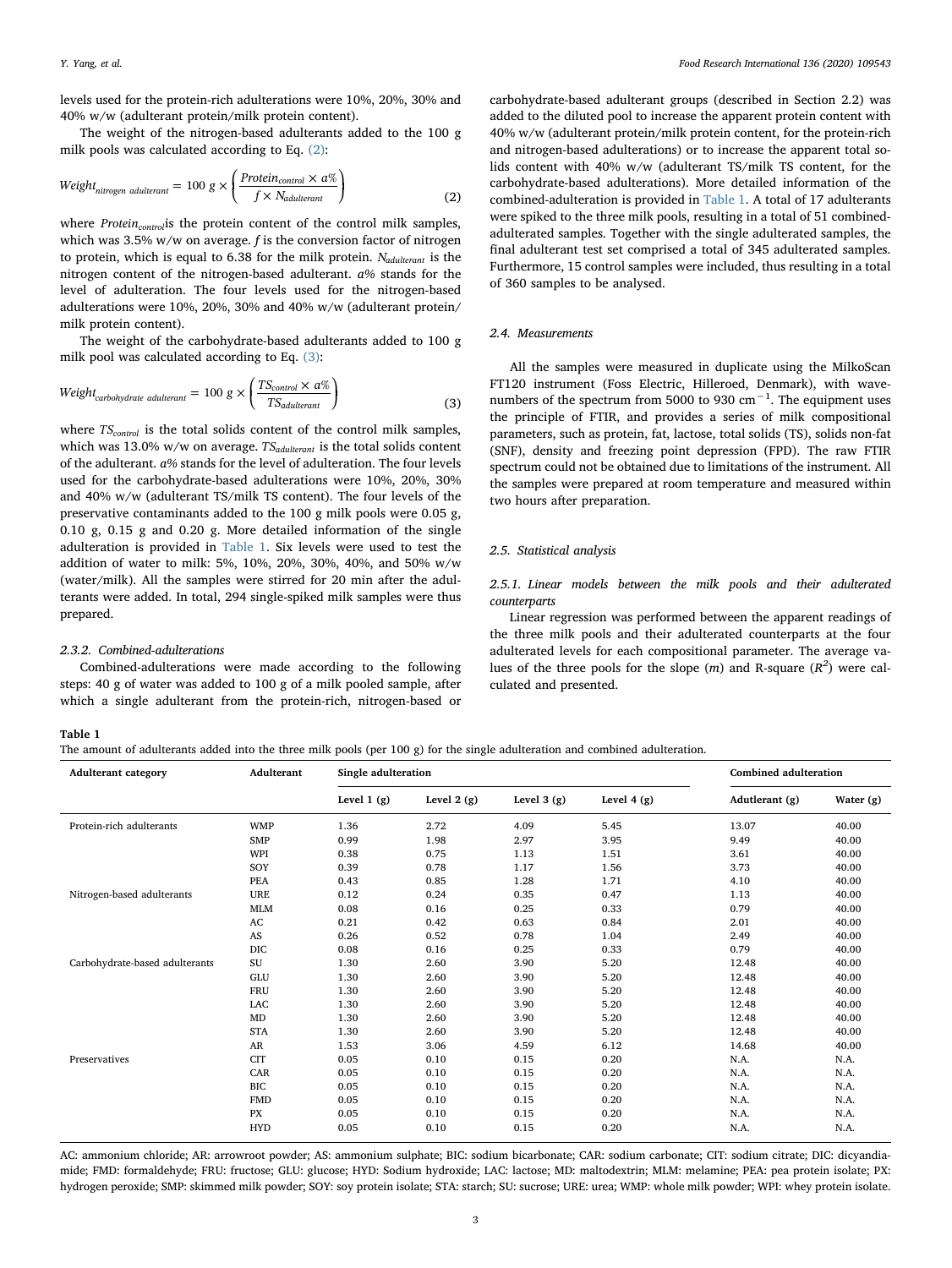levels used for the protein-rich adulterations were 10%, 20%, 30% and 40% w/w (adulterant protein/milk protein content).

The weight of the nitrogen-based adulterants added to the 100 g milk pools was calculated according to Eq. (2):

$$Weight_{nitrogen\ adulterant} = 100\ g \times \left( \frac{Protein_{control} \times a\%}{f \times N_{adulterant}} \right) \tag{2}$$

where $Protein_{control}$ is the protein content of the control milk samples, which was 3.5% w/w on average. $f$ is the conversion factor of nitrogen to protein, which is equal to 6.38 for the milk protein. $N_{adulterant}$ is the nitrogen content of the nitrogen-based adulterant. $a\%$ stands for the level of adulteration. The four levels used for the nitrogen-based adulterations were 10%, 20%, 30% and 40% w/w (adulterant protein/milk protein content).

The weight of the carbohydrate-based adulterants added to 100 g milk pool was calculated according to Eq. (3):

$$Weight_{carbohydrate\ adulterant} = 100\ g \times \left( \frac{TS_{control} \times a\%}{TS_{adulterant}} \right) \tag{3}$$

where $TS_{control}$ is the total solids content of the control milk samples, which was 13.0% w/w on average. $TS_{adulterant}$ is the total solids content of the adulterant. $a\%$ stands for the level of adulteration. The four levels used for the carbohydrate-based adulterations were 10%, 20%, 30% and 40% w/w (adulterant TS/milk TS content). The four levels of the preservative contaminants added to the 100 g milk pools were 0.05 g, 0.10 g, 0.15 g and 0.20 g. More detailed information of the single adulteration is provided in Table 1. Six levels were used to test the addition of water to milk: 5%, 10%, 20%, 30%, 40%, and 50% w/w (water/milk). All the samples were stirred for 20 min after the adulterants were added. In total, 294 single-spiked milk samples were thus prepared.

#### 2.3.2. Combined-adulterations

Combined-adulterations were made according to the following steps: 40 g of water was added to 100 g of a milk pooled sample, after which a single adulterant from the protein-rich, nitrogen-based or carbohydrate-based adulterant groups (described in Section 2.2) was added to the diluted pool to increase the apparent protein content with 40% w/w (adulterant protein/milk protein content, for the protein-rich and nitrogen-based adulterations) or to increase the apparent total solids content with 40% w/w (adulterant TS/milk TS content, for the carbohydrate-based adulterations). More detailed information of the combined-adulteration is provided in Table 1. A total of 17 adulterants were spiked to the three milk pools, resulting in a total of 51 combined-adulterated samples. Together with the single adulterated samples, the final adulterant test set comprised a total of 345 adulterated samples. Furthermore, 15 control samples were included, thus resulting in a total of 360 samples to be analysed.

### 2.4. Measurements

All the samples were measured in duplicate using the MilkoScan FT120 instrument (Foss Electric, Hilleroed, Denmark), with wavenumbers of the spectrum from 5000 to 930 $cm^{-1}$. The equipment uses the principle of FTIR, and provides a series of milk compositional parameters, such as protein, fat, lactose, total solids (TS), solids non-fat (SNF), density and freezing point depression (FPD). The raw FTIR spectrum could not be obtained due to limitations of the instrument. All the samples were prepared at room temperature and measured within two hours after preparation.

### 2.5. Statistical analysis

#### 2.5.1. Linear models between the milk pools and their adulterated counterparts

Linear regression was performed between the apparent readings of the three milk pools and their adulterated counterparts at the four adulterated levels for each compositional parameter. The average values of the three pools for the slope ($m$) and R-square ($R^2$) were calculated and presented.

**Table 1**
The amount of adulterants added into the three milk pools (per 100 g) for the single adulteration and combined adulteration.

| Adulterant category | Adulterant | Single adulteration | | | | Combined adulteration | |
|---|---|---|---|---|---|---|---|
| | | Level 1 (g) | Level 2 (g) | Level 3 (g) | Level 4 (g) | Adutlerant (g) | Water (g) |
| Protein-rich adulterants | WMP | 1.36 | 2.72 | 4.09 | 5.45 | 13.07 | 40.00 |
| | SMP | 0.99 | 1.98 | 2.97 | 3.95 | 9.49 | 40.00 |
| | WPI | 0.38 | 0.75 | 1.13 | 1.51 | 3.61 | 40.00 |
| | SOY | 0.39 | 0.78 | 1.17 | 1.56 | 3.73 | 40.00 |
| | PEA | 0.43 | 0.85 | 1.28 | 1.71 | 4.10 | 40.00 |
| Nitrogen-based adulterants | URE | 0.12 | 0.24 | 0.35 | 0.47 | 1.13 | 40.00 |
| | MLM | 0.08 | 0.16 | 0.25 | 0.33 | 0.79 | 40.00 |
| | AC | 0.21 | 0.42 | 0.63 | 0.84 | 2.01 | 40.00 |
| | AS | 0.26 | 0.52 | 0.78 | 1.04 | 2.49 | 40.00 |
| | DIC | 0.08 | 0.16 | 0.25 | 0.33 | 0.79 | 40.00 |
| Carbohydrate-based adulterants | SU | 1.30 | 2.60 | 3.90 | 5.20 | 12.48 | 40.00 |
| | GLU | 1.30 | 2.60 | 3.90 | 5.20 | 12.48 | 40.00 |
| | FRU | 1.30 | 2.60 | 3.90 | 5.20 | 12.48 | 40.00 |
| | LAC | 1.30 | 2.60 | 3.90 | 5.20 | 12.48 | 40.00 |
| | MD | 1.30 | 2.60 | 3.90 | 5.20 | 12.48 | 40.00 |
| | STA | 1.30 | 2.60 | 3.90 | 5.20 | 12.48 | 40.00 |
| | AR | 1.53 | 3.06 | 4.59 | 6.12 | 14.68 | 40.00 |
| Preservatives | CIT | 0.05 | 0.10 | 0.15 | 0.20 | N.A. | N.A. |
| | CAR | 0.05 | 0.10 | 0.15 | 0.20 | N.A. | N.A. |
| | BIC | 0.05 | 0.10 | 0.15 | 0.20 | N.A. | N.A. |
| | FMD | 0.05 | 0.10 | 0.15 | 0.20 | N.A. | N.A. |
| | PX | 0.05 | 0.10 | 0.15 | 0.20 | N.A. | N.A. |
| | HYD | 0.05 | 0.10 | 0.15 | 0.20 | N.A. | N.A. |

AC: ammonium chloride; AR: arrowroot powder; AS: ammonium sulphate; BIC: sodium bicarbonate; CAR: sodium carbonate; CIT: sodium citrate; DIC: dicyandiamide; FMD: formaldehyde; FRU: fructose; GLU: glucose; HYD: Sodium hydroxide; LAC: lactose; MD: maltodextrin; MLM: melamine; PEA: pea protein isolate; PX: hydrogen peroxide; SMP: skimmed milk powder; SOY: soy protein isolate; STA: starch; SU: sucrose; URE: urea; WMP: whole milk powder; WPI: whey protein isolate.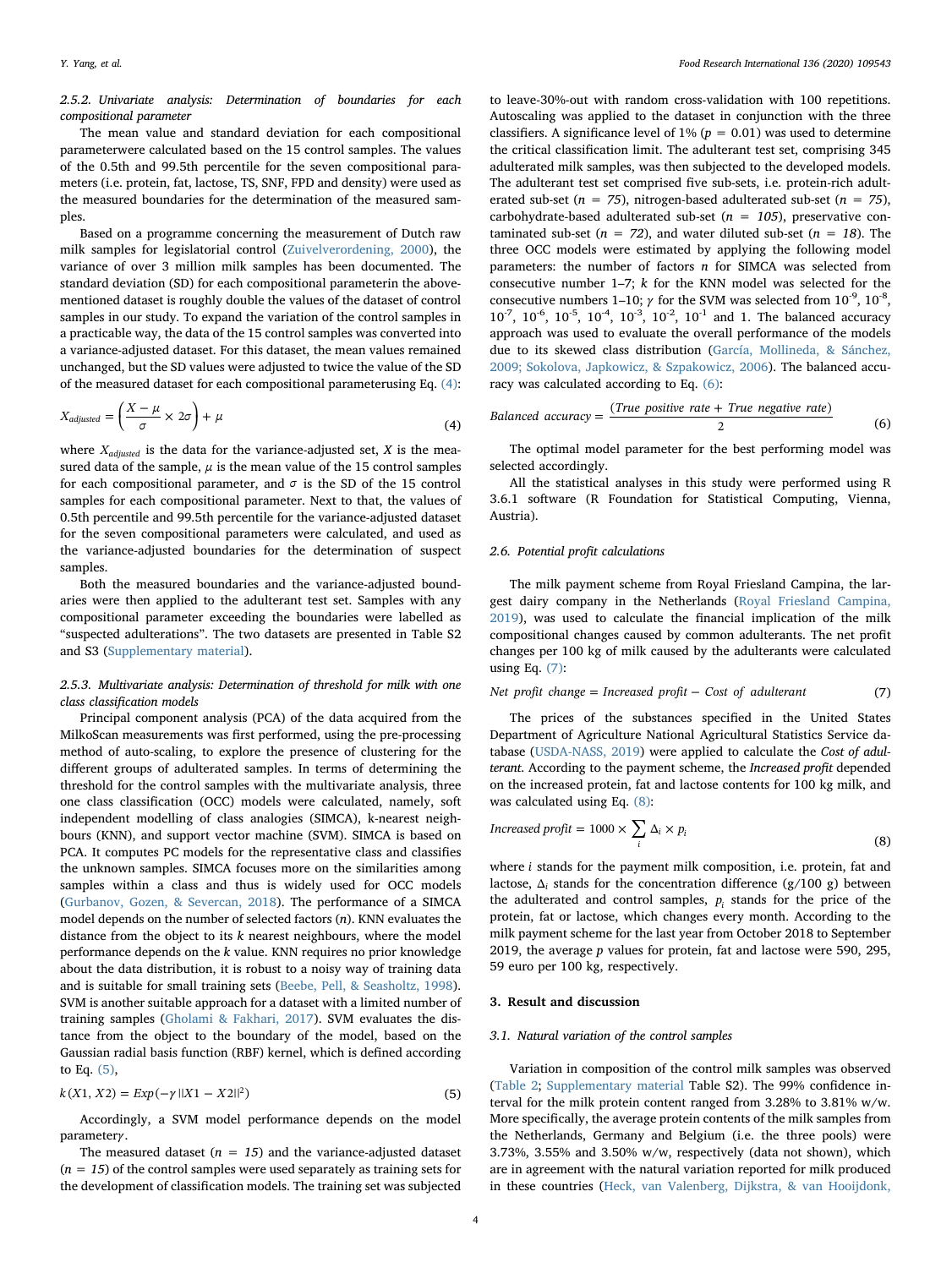#### 2.5.2. Univariate analysis: Determination of boundaries for each compositional parameter

The mean value and standard deviation for each compositional parameterwere calculated based on the 15 control samples. The values of the 0.5th and 99.5th percentile for the seven compositional parameters (i.e. protein, fat, lactose, TS, SNF, FPD and density) were used as the measured boundaries for the determination of the measured samples.

Based on a programme concerning the measurement of Dutch raw milk samples for legislatorial control (Zuivelverordening, 2000), the variance of over 3 million milk samples has been documented. The standard deviation (SD) for each compositional parameterin the above-mentioned dataset is roughly double the values of the dataset of control samples in our study. To expand the variation of the control samples in a practicable way, the data of the 15 control samples was converted into a variance-adjusted dataset. For this dataset, the mean values remained unchanged, but the SD values were adjusted to twice the value of the SD of the measured dataset for each compositional parameterusing Eq. (4):

$$X_{adjusted} = \left(\frac{X - \mu}{\sigma} \times 2\sigma\right) + \mu \tag{4}$$

where $X_{adjusted}$ is the data for the variance-adjusted set, $X$ is the measured data of the sample, $\mu$ is the mean value of the 15 control samples for each compositional parameter, and $\sigma$ is the SD of the 15 control samples for each compositional parameter. Next to that, the values of 0.5th percentile and 99.5th percentile for the variance-adjusted dataset for the seven compositional parameters were calculated, and used as the variance-adjusted boundaries for the determination of suspect samples.

Both the measured boundaries and the variance-adjusted boundaries were then applied to the adulterant test set. Samples with any compositional parameter exceeding the boundaries were labelled as "suspected adulterations". The two datasets are presented in Table S2 and S3 (Supplementary material).

#### 2.5.3. Multivariate analysis: Determination of threshold for milk with one class classification models

Principal component analysis (PCA) of the data acquired from the MilkoScan measurements was first performed, using the pre-processing method of auto-scaling, to explore the presence of clustering for the different groups of adulterated samples. In terms of determining the threshold for the control samples with the multivariate analysis, three one class classification (OCC) models were calculated, namely, soft independent modelling of class analogies (SIMCA), k-nearest neighbours (KNN), and support vector machine (SVM). SIMCA is based on PCA. It computes PC models for the representative class and classifies the unknown samples. SIMCA focuses more on the similarities among samples within a class and thus is widely used for OCC models (Gurbanov, Gozen, & Severcan, 2018). The performance of a SIMCA model depends on the number of selected factors ($n$). KNN evaluates the distance from the object to its $k$ nearest neighbours, where the model performance depends on the $k$ value. KNN requires no prior knowledge about the data distribution, it is robust to a noisy way of training data and is suitable for small training sets (Beebe, Pell, & Seasholtz, 1998). SVM is another suitable approach for a dataset with a limited number of training samples (Gholami & Fakhari, 2017). SVM evaluates the distance from the object to the boundary of the model, based on the Gaussian radial basis function (RBF) kernel, which is defined according to Eq. (5),

$$k(X1, X2) = Exp(-\gamma \|X1 - X2\|^2) \tag{5}$$

Accordingly, a SVM model performance depends on the model parameter$\gamma$.

The measured dataset ($n = 15$) and the variance-adjusted dataset ($n = 15$) of the control samples were used separately as training sets for the development of classification models. The training set was subjected to leave-30%-out with random cross-validation with 100 repetitions. Autoscaling was applied to the dataset in conjunction with the three classifiers. A significance level of 1% ($p = 0.01$) was used to determine the critical classification limit. The adulterant test set, comprising 345 adulterated milk samples, was then subjected to the developed models. The adulterant test set comprised five sub-sets, i.e. protein-rich adulterated sub-set ($n = 75$), nitrogen-based adulterated sub-set ($n = 75$), carbohydrate-based adulterated sub-set ($n = 105$), preservative contaminated sub-set ($n = 72$), and water diluted sub-set ($n = 18$). The three OCC models were estimated by applying the following model parameters: the number of factors $n$ for SIMCA was selected from consecutive number 1–7; $k$ for the KNN model was selected for the consecutive numbers 1–10; $\gamma$ for the SVM was selected from $10^{-9}$, $10^{-8}$, $10^{-7}$, $10^{-6}$, $10^{-5}$, $10^{-4}$, $10^{-3}$, $10^{-2}$, $10^{-1}$ and 1. The balanced accuracy approach was used to evaluate the overall performance of the models due to its skewed class distribution (García, Mollineda, & Sánchez, 2009; Sokolova, Japkowicz, & Szpakowicz, 2006). The balanced accuracy was calculated according to Eq. (6):

$$Balanced\ accuracy = \frac{(True\ positive\ rate + True\ negative\ rate)}{2} \tag{6}$$

The optimal model parameter for the best performing model was selected accordingly.

All the statistical analyses in this study were performed using R 3.6.1 software (R Foundation for Statistical Computing, Vienna, Austria).

### 2.6. Potential profit calculations

The milk payment scheme from Royal Friesland Campina, the largest dairy company in the Netherlands (Royal Friesland Campina, 2019), was used to calculate the financial implication of the milk compositional changes caused by common adulterants. The net profit changes per 100 kg of milk caused by the adulterants were calculated using Eq. (7):

$$Net\ profit\ change = Increased\ profit - Cost\ of\ adulterant \tag{7}$$

The prices of the substances specified in the United States Department of Agriculture National Agricultural Statistics Service database (USDA-NASS, 2019) were applied to calculate the *Cost of adulterant*. According to the payment scheme, the *Increased profit* depended on the increased protein, fat and lactose contents for 100 kg milk, and was calculated using Eq. (8):

$$Increased\ profit = 1000 \times \sum_i \Delta_i \times p_i \tag{8}$$

where $i$ stands for the payment milk composition, i.e. protein, fat and lactose, $\Delta_i$ stands for the concentration difference (g/100 g) between the adulterated and control samples, $p_i$ stands for the price of the protein, fat or lactose, which changes every month. According to the milk payment scheme for the last year from October 2018 to September 2019, the average $p$ values for protein, fat and lactose were 590, 295, 59 euro per 100 kg, respectively.

## 3. Result and discussion

### 3.1. Natural variation of the control samples

Variation in composition of the control milk samples was observed (Table 2; Supplementary material Table S2). The 99% confidence interval for the milk protein content ranged from 3.28% to 3.81% w/w. More specifically, the average protein contents of the milk samples from the Netherlands, Germany and Belgium (i.e. the three pools) were 3.73%, 3.55% and 3.50% w/w, respectively (data not shown), which are in agreement with the natural variation reported for milk produced in these countries (Heck, van Valenberg, Dijkstra, & van Hooijdonk,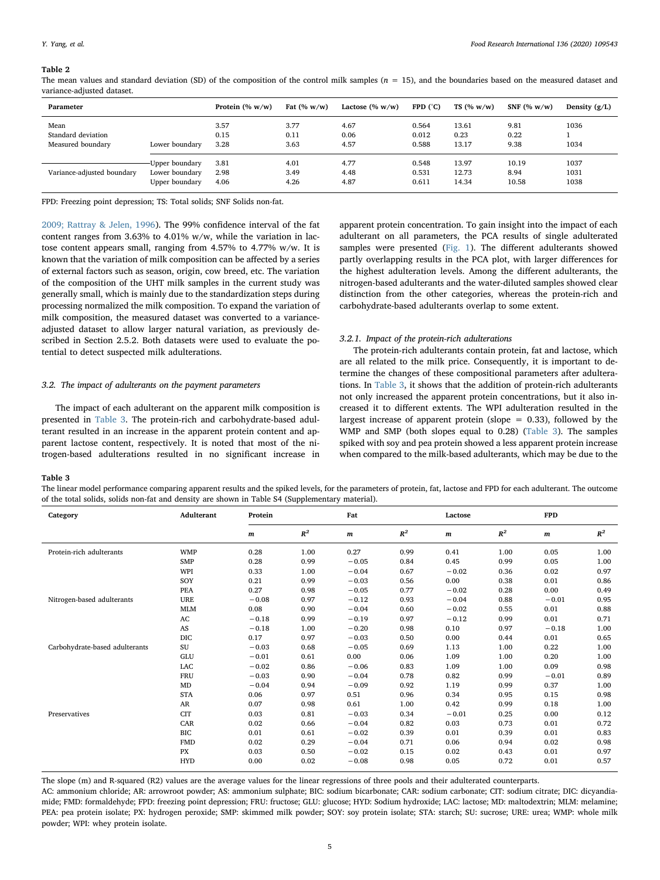**Table 2**

The mean values and standard deviation (SD) of the composition of the control milk samples ($n$ = 15), and the boundaries based on the measured dataset and variance-adjusted dataset.

| Parameter | | Protein (% w/w) | Fat (% w/w) | Lactose (% w/w) | FPD (°C) | TS (% w/w) | SNF (% w/w) | Density (g/L) |
|---|---|---|---|---|---|---|---|---|
| Mean | | 3.57 | 3.77 | 4.67 | 0.564 | 13.61 | 9.81 | 1036 |
| Standard deviation | | 0.15 | 0.11 | 0.06 | 0.012 | 0.23 | 0.22 | 1 |
| Measured boundary | Lower boundary | 3.28 | 3.63 | 4.57 | 0.588 | 13.17 | 9.38 | 1034 |
| | Upper boundary | 3.81 | 4.01 | 4.77 | 0.548 | 13.97 | 10.19 | 1037 |
| Variance-adjusted boundary | Lower boundary | 2.98 | 3.49 | 4.48 | 0.531 | 12.73 | 8.94 | 1031 |
| | Upper boundary | 4.06 | 4.26 | 4.87 | 0.611 | 14.34 | 10.58 | 1038 |

FPD: Freezing point depression; TS: Total solids; SNF Solids non-fat.

2009; Rattray & Jelen, 1996). The 99% confidence interval of the fat content ranges from 3.63% to 4.01% w/w, while the variation in lactose content appears small, ranging from 4.57% to 4.77% w/w. It is known that the variation of milk composition can be affected by a series of external factors such as season, origin, cow breed, etc. The variation of the composition of the UHT milk samples in the current study was generally small, which is mainly due to the standardization steps during processing normalized the milk composition. To expand the variation of milk composition, the measured dataset was converted to a variance-adjusted dataset to allow larger natural variation, as previously described in Section 2.5.2. Both datasets were used to evaluate the potential to detect suspected milk adulterations.

### 3.2. The impact of adulterants on the payment parameters

The impact of each adulterant on the apparent milk composition is presented in Table 3. The protein-rich and carbohydrate-based adulterant resulted in an increase in the apparent protein content and apparent lactose content, respectively. It is noted that most of the nitrogen-based adulterations resulted in no significant increase in apparent protein concentration. To gain insight into the impact of each adulterant on all parameters, the PCA results of single adulterated samples were presented (Fig. 1). The different adulterants showed partly overlapping results in the PCA plot, with larger differences for the highest adulteration levels. Among the different adulterants, the nitrogen-based adulterants and the water-diluted samples showed clear distinction from the other categories, whereas the protein-rich and carbohydrate-based adulterants overlap to some extent.

#### 3.2.1. Impact of the protein-rich adulterations

The protein-rich adulterants contain protein, fat and lactose, which are all related to the milk price. Consequently, it is important to determine the changes of these compositional parameters after adulterations. In Table 3, it shows that the addition of protein-rich adulterants not only increased the apparent protein concentrations, but it also increased it to different extents. The WPI adulteration resulted in the largest increase of apparent protein (slope = 0.33), followed by the WMP and SMP (both slopes equal to 0.28) (Table 3). The samples spiked with soy and pea protein showed a less apparent protein increase when compared to the milk-based adulterants, which may be due to the

**Table 3**

The linear model performance comparing apparent results and the spiked levels, for the parameters of protein, fat, lactose and FPD for each adulterant. The outcome of the total solids, solids non-fat and density are shown in Table S4 (Supplementary material).

| Category | Adulterant | Protein | | Fat | | Lactose | | FPD | |
|---|---|---|---|---|---|---|---|---|---|
| | | $m$ | $R^2$ | $m$ | $R^2$ | $m$ | $R^2$ | $m$ | $R^2$ |
| Protein-rich adulterants | WMP | 0.28 | 1.00 | 0.27 | 0.99 | 0.41 | 1.00 | 0.05 | 1.00 |
| | SMP | 0.28 | 0.99 | −0.05 | 0.84 | 0.45 | 0.99 | 0.05 | 1.00 |
| | WPI | 0.33 | 1.00 | −0.04 | 0.67 | −0.02 | 0.36 | 0.02 | 0.97 |
| | SOY | 0.21 | 0.99 | −0.03 | 0.56 | 0.00 | 0.38 | 0.01 | 0.86 |
| | PEA | 0.27 | 0.98 | −0.05 | 0.77 | −0.02 | 0.28 | 0.00 | 0.49 |
| Nitrogen-based adulterants | URE | −0.08 | 0.97 | −0.12 | 0.93 | −0.04 | 0.88 | −0.01 | 0.95 |
| | MLM | 0.08 | 0.90 | −0.04 | 0.60 | −0.02 | 0.55 | 0.01 | 0.88 |
| | AC | −0.18 | 0.99 | −0.19 | 0.97 | −0.12 | 0.99 | 0.01 | 0.71 |
| | AS | −0.18 | 1.00 | −0.20 | 0.98 | 0.10 | 0.97 | −0.18 | 1.00 |
| | DIC | 0.17 | 0.97 | −0.03 | 0.50 | 0.00 | 0.44 | 0.01 | 0.65 |
| Carbohydrate-based adulterants | SU | −0.03 | 0.68 | −0.05 | 0.69 | 1.13 | 1.00 | 0.22 | 1.00 |
| | GLU | −0.01 | 0.61 | 0.00 | 0.06 | 1.09 | 1.00 | 0.20 | 1.00 |
| | LAC | −0.02 | 0.86 | −0.06 | 0.83 | 1.09 | 1.00 | 0.09 | 0.98 |
| | FRU | −0.03 | 0.90 | −0.04 | 0.78 | 0.82 | 0.99 | −0.01 | 0.89 |
| | MD | −0.04 | 0.94 | −0.09 | 0.92 | 1.19 | 0.99 | 0.37 | 1.00 |
| | STA | 0.06 | 0.97 | 0.51 | 0.96 | 0.34 | 0.95 | 0.15 | 0.98 |
| | AR | 0.07 | 0.98 | 0.61 | 1.00 | 0.42 | 0.99 | 0.18 | 1.00 |
| Preservatives | CIT | 0.03 | 0.81 | −0.03 | 0.34 | −0.01 | 0.25 | 0.00 | 0.12 |
| | CAR | 0.02 | 0.66 | −0.04 | 0.82 | 0.03 | 0.73 | 0.01 | 0.72 |
| | BIC | 0.01 | 0.61 | −0.02 | 0.39 | 0.01 | 0.39 | 0.01 | 0.83 |
| | FMD | 0.02 | 0.29 | −0.04 | 0.71 | 0.06 | 0.94 | 0.02 | 0.98 |
| | PX | 0.03 | 0.50 | −0.02 | 0.15 | 0.02 | 0.43 | 0.01 | 0.97 |
| | HYD | 0.00 | 0.02 | −0.08 | 0.98 | 0.05 | 0.72 | 0.01 | 0.57 |

The slope (m) and R-squared (R2) values are the average values for the linear regressions of three pools and their adulterated counterparts.

AC: ammonium chloride; AR: arrowroot powder; AS: ammonium sulphate; BIC: sodium bicarbonate; CAR: sodium carbonate; CIT: sodium citrate; DIC: dicyandiamide; FMD: formaldehyde; FPD: freezing point depression; FRU: fructose; GLU: glucose; HYD: Sodium hydroxide; LAC: lactose; MD: maltodextrin; MLM: melamine; PEA: pea protein isolate; PX: hydrogen peroxide; SMP: skimmed milk powder; SOY: soy protein isolate; STA: starch; SU: sucrose; URE: urea; WMP: whole milk powder; WPI: whey protein isolate.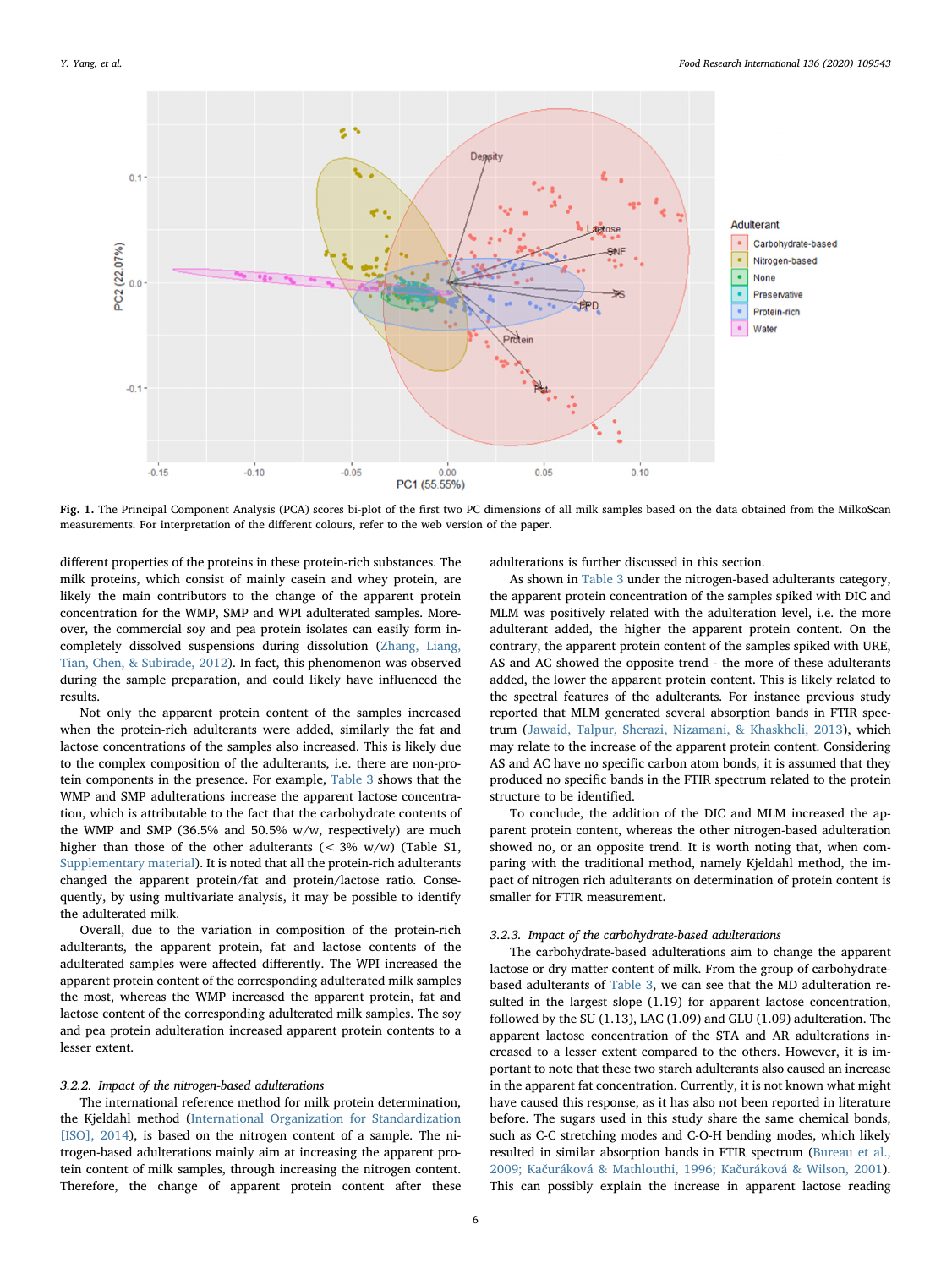PC2 (22.07%)

0.1

0.0

-0.1

-0.15 -0.10 -0.05 0.00 0.05 0.10

PC1 (55.55%)

Density

Lactose

SNF

TS

FPD

Protein

Fat

Adulterant

Carbohydrate-based

Nitrogen-based

None

Preservative

Protein-rich

Water

**Fig. 1.** The Principal Component Analysis (PCA) scores bi-plot of the first two PC dimensions of all milk samples based on the data obtained from the MilkoScan measurements. For interpretation of the different colours, refer to the web version of the paper.

different properties of the proteins in these protein-rich substances. The milk proteins, which consist of mainly casein and whey protein, are likely the main contributors to the change of the apparent protein concentration for the WMP, SMP and WPI adulterated samples. Moreover, the commercial soy and pea protein isolates can easily form incompletely dissolved suspensions during dissolution (Zhang, Liang, Tian, Chen, & Subirade, 2012). In fact, this phenomenon was observed during the sample preparation, and could likely have influenced the results.

Not only the apparent protein content of the samples increased when the protein-rich adulterants were added, similarly the fat and lactose concentrations of the samples also increased. This is likely due to the complex composition of the adulterants, i.e. there are non-protein components in the presence. For example, Table 3 shows that the WMP and SMP adulterations increase the apparent lactose concentration, which is attributable to the fact that the carbohydrate contents of the WMP and SMP (36.5% and 50.5% w/w, respectively) are much higher than those of the other adulterants (< 3% w/w) (Table S1, Supplementary material). It is noted that all the protein-rich adulterants changed the apparent protein/fat and protein/lactose ratio. Consequently, by using multivariate analysis, it may be possible to identify the adulterated milk.

Overall, due to the variation in composition of the protein-rich adulterants, the apparent protein, fat and lactose contents of the adulterated samples were affected differently. The WPI increased the apparent protein content of the corresponding adulterated milk samples the most, whereas the WMP increased the apparent protein, fat and lactose content of the corresponding adulterated milk samples. The soy and pea protein adulteration increased apparent protein contents to a lesser extent.

### 3.2.2. Impact of the nitrogen-based adulterations

The international reference method for milk protein determination, the Kjeldahl method (International Organization for Standardization [ISO], 2014), is based on the nitrogen content of a sample. The nitrogen-based adulterations mainly aim at increasing the apparent protein content of milk samples, through increasing the nitrogen content. Therefore, the change of apparent protein content after these adulterations is further discussed in this section.

As shown in Table 3 under the nitrogen-based adulterants category, the apparent protein concentration of the samples spiked with DIC and MLM was positively related with the adulteration level, i.e. the more adulterant added, the higher the apparent protein content. On the contrary, the apparent protein content of the samples spiked with URE, AS and AC showed the opposite trend - the more of these adulterants added, the lower the apparent protein content. This is likely related to the spectral features of the adulterants. For instance previous study reported that MLM generated several absorption bands in FTIR spectrum (Jawaid, Talpur, Sherazi, Nizamani, & Khaskheli, 2013), which may relate to the increase of the apparent protein content. Considering AS and AC have no specific carbon atom bonds, it is assumed that they produced no specific bands in the FTIR spectrum related to the protein structure to be identified.

To conclude, the addition of the DIC and MLM increased the apparent protein content, whereas the other nitrogen-based adulteration showed no, or an opposite trend. It is worth noting that, when comparing with the traditional method, namely Kjeldahl method, the impact of nitrogen rich adulterants on determination of protein content is smaller for FTIR measurement.

### 3.2.3. Impact of the carbohydrate-based adulterations

The carbohydrate-based adulterations aim to change the apparent lactose or dry matter content of milk. From the group of carbohydrate-based adulterants of Table 3, we can see that the MD adulteration resulted in the largest slope (1.19) for apparent lactose concentration, followed by the SU (1.13), LAC (1.09) and GLU (1.09) adulteration. The apparent lactose concentration of the STA and AR adulterations increased to a lesser extent compared to the others. However, it is important to note that these two starch adulterants also caused an increase in the apparent fat concentration. Currently, it is not known what might have caused this response, as it has also not been reported in literature before. The sugars used in this study share the same chemical bonds, such as C-C stretching modes and C-O-H bending modes, which likely resulted in similar absorption bands in FTIR spectrum (Bureau et al., 2009; Kačuráková & Mathlouthi, 1996; Kačuráková & Wilson, 2001). This can possibly explain the increase in apparent lactose reading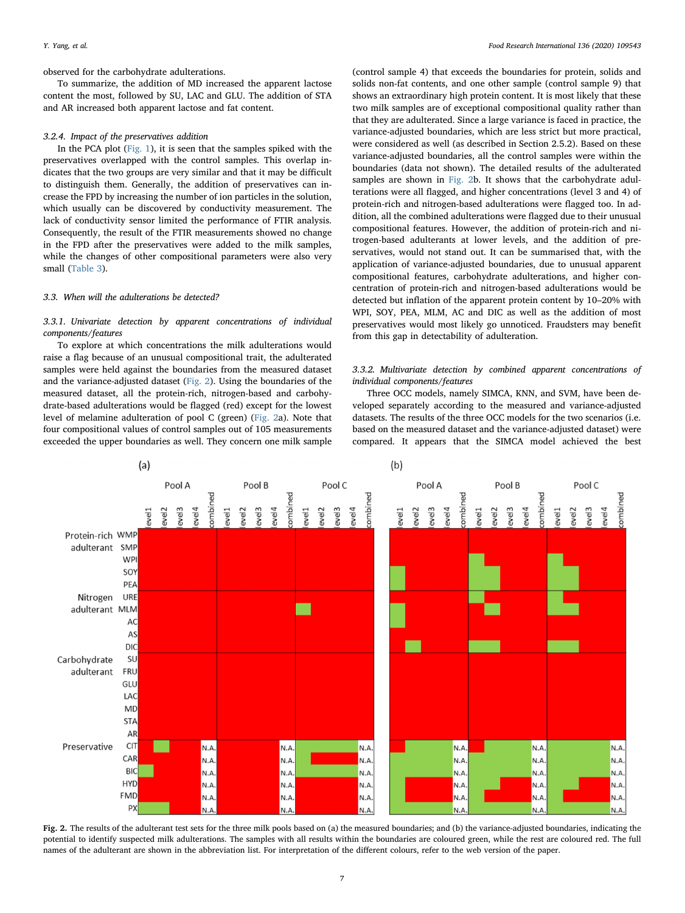observed for the carbohydrate adulterations.

To summarize, the addition of MD increased the apparent lactose content the most, followed by SU, LAC and GLU. The addition of STA and AR increased both apparent lactose and fat content.

#### 3.2.4. Impact of the preservatives addition

In the PCA plot (Fig. 1), it is seen that the samples spiked with the preservatives overlapped with the control samples. This overlap indicates that the two groups are very similar and that it may be difficult to distinguish them. Generally, the addition of preservatives can increase the FPD by increasing the number of ion particles in the solution, which usually can be discovered by conductivity measurement. The lack of conductivity sensor limited the performance of FTIR analysis. Consequently, the result of the FTIR measurements showed no change in the FPD after the preservatives were added to the milk samples, while the changes of other compositional parameters were also very small (Table 3).

### 3.3. When will the adulterations be detected?

#### 3.3.1. Univariate detection by apparent concentrations of individual components/features

To explore at which concentrations the milk adulterations would raise a flag because of an unusual compositional trait, the adulterated samples were held against the boundaries from the measured dataset and the variance-adjusted dataset (Fig. 2). Using the boundaries of the measured dataset, all the protein-rich, nitrogen-based and carbohydrate-based adulterations would be flagged (red) except for the lowest level of melamine adulteration of pool C (green) (Fig. 2a). Note that four compositional values of control samples out of 105 measurements exceeded the upper boundaries as well. They concern one milk sample (control sample 4) that exceeds the boundaries for protein, solids and solids non-fat contents, and one other sample (control sample 9) that shows an extraordinary high protein content. It is most likely that these two milk samples are of exceptional compositional quality rather than that they are adulterated. Since a large variance is faced in practice, the variance-adjusted boundaries, which are less strict but more practical, were considered as well (as described in Section 2.5.2). Based on these variance-adjusted boundaries, all the control samples were within the boundaries (data not shown). The detailed results of the adulterated samples are shown in Fig. 2b. It shows that the carbohydrate adulterations were all flagged, and higher concentrations (level 3 and 4) of protein-rich and nitrogen-based adulterations were flagged too. In addition, all the combined adulterations were flagged due to their unusual compositional features. However, the addition of protein-rich and nitrogen-based adulterants at lower levels, and the addition of preservatives, would not stand out. It can be summarised that, with the application of variance-adjusted boundaries, due to unusual apparent compositional features, carbohydrate adulterations, and higher concentration of protein-rich and nitrogen-based adulterations would be detected but inflation of the apparent protein content by 10–20% with WPI, SOY, PEA, MLM, AC and DIC as well as the addition of most preservatives would most likely go unnoticed. Fraudsters may benefit from this gap in detectability of adulteration.

#### 3.3.2. Multivariate detection by combined apparent concentrations of individual components/features

Three OCC models, namely SIMCA, KNN, and SVM, have been developed separately according to the measured and variance-adjusted datasets. The results of the three OCC models for the two scenarios (i.e. based on the measured dataset and the variance-adjusted dataset) were compared. It appears that the SIMCA model achieved the best

(a)
(b)
Pool A
Pool B
Pool C
level1 level2 level3 level4 combined
Protein-rich adulterant: WMP, SMP, WPI, SOY, PEA
Nitrogen adulterant: URE, MLM, AC, AS, DIC
Carbohydrate adulterant: SU, FRU, GLU, LAC, MD, STA, AR
Preservative: CIT, CAR, BIC, HYD, FMD, PX
N.A.

Fig. 2. The results of the adulterant test sets for the three milk pools based on (a) the measured boundaries; and (b) the variance-adjusted boundaries, indicating the potential to identify suspected milk adulterations. The samples with all results within the boundaries are coloured green, while the rest are coloured red. The full names of the adulterant are shown in the abbreviation list. For interpretation of the different colours, refer to the web version of the paper.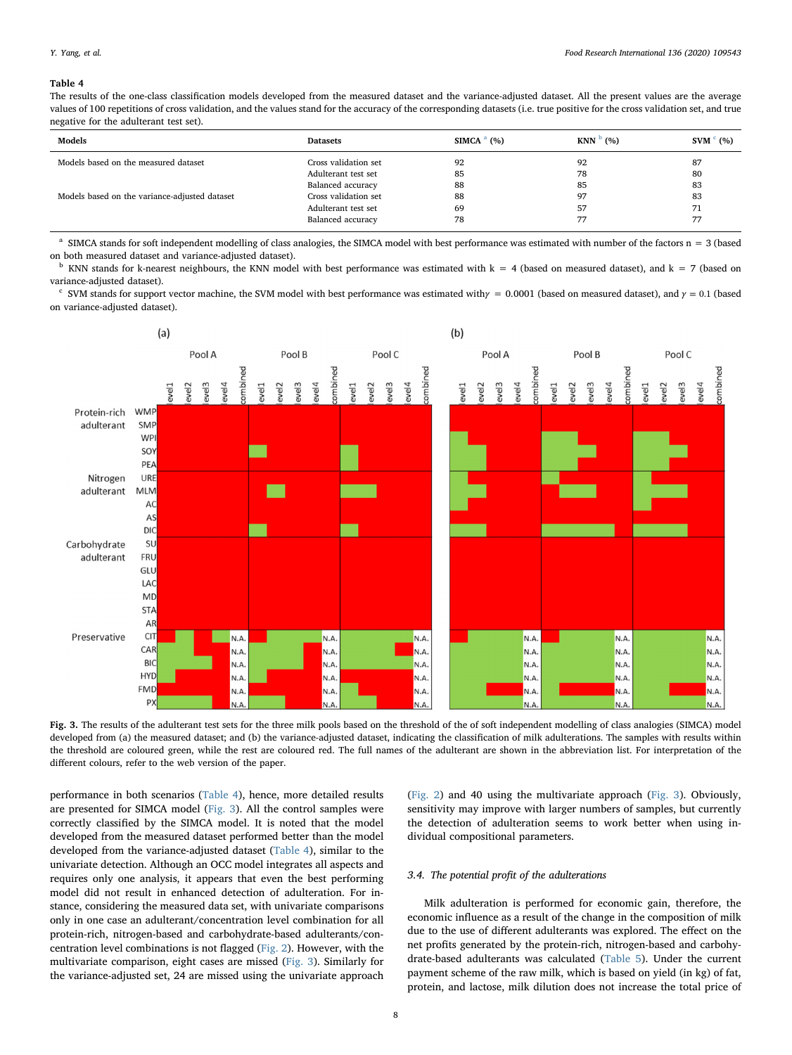**Table 4**

The results of the one-class classification models developed from the measured dataset and the variance-adjusted dataset. All the present values are the average values of 100 repetitions of cross validation, and the values stand for the accuracy of the corresponding datasets (i.e. true positive for the cross validation set, and true negative for the adulterant test set).

| Models | Datasets | SIMCA [a] (%) | KNN [b] (%) | SVM [c] (%) |
|---|---|---|---|---|
| Models based on the measured dataset | Cross validation set | 92 | 92 | 87 |
| | Adulterant test set | 85 | 78 | 80 |
| | Balanced accuracy | 88 | 85 | 83 |
| Models based on the variance-adjusted dataset | Cross validation set | 88 | 97 | 83 |
| | Adulterant test set | 69 | 57 | 71 |
| | Balanced accuracy | 78 | 77 | 77 |

[a] SIMCA stands for soft independent modelling of class analogies, the SIMCA model with best performance was estimated with number of the factors n = 3 (based on both measured dataset and variance-adjusted dataset).

[b] KNN stands for k-nearest neighbours, the KNN model with best performance was estimated with k = 4 (based on measured dataset), and k = 7 (based on variance-adjusted dataset).

[c] SVM stands for support vector machine, the SVM model with best performance was estimated with $\gamma = 0.0001$ (based on measured dataset), and $\gamma = 0.1$ (based on variance-adjusted dataset).

(a)
(b)
Pool A
Pool B
Pool C
level1
level2
level3
level4
combined
Protein-rich adulterant: WMP, SMP, WPI, SOY, PEA
Nitrogen adulterant: URE, MLM, AC, AS, DIC
Carbohydrate adulterant: SU, FRU, GLU, LAC, MD, STA, AR
Preservative: CIT, CAR, BIC, HYD, FMD, PX
N.A.

**Fig. 3.** The results of the adulterant test sets for the three milk pools based on the threshold of the of soft independent modelling of class analogies (SIMCA) model developed from (a) the measured dataset; and (b) the variance-adjusted dataset, indicating the classification of milk adulterations. The samples with results within the threshold are coloured green, while the rest are coloured red. The full names of the adulterant are shown in the abbreviation list. For interpretation of the different colours, refer to the web version of the paper.

performance in both scenarios (Table 4), hence, more detailed results are presented for SIMCA model (Fig. 3). All the control samples were correctly classified by the SIMCA model. It is noted that the model developed from the measured dataset performed better than the model developed from the variance-adjusted dataset (Table 4), similar to the univariate detection. Although an OCC model integrates all aspects and requires only one analysis, it appears that even the best performing model did not result in enhanced detection of adulteration. For instance, considering the measured data set, with univariate comparisons only in one case an adulterant/concentration level combination for all protein-rich, nitrogen-based and carbohydrate-based adulterants/concentration level combinations is not flagged (Fig. 2). However, with the multivariate comparison, eight cases are missed (Fig. 3). Similarly for the variance-adjusted set, 24 are missed using the univariate approach (Fig. 2) and 40 using the multivariate approach (Fig. 3). Obviously, sensitivity may improve with larger numbers of samples, but currently the detection of adulteration seems to work better when using individual compositional parameters.

### 3.4. The potential profit of the adulterations

Milk adulteration is performed for economic gain, therefore, the economic influence as a result of the change in the composition of milk due to the use of different adulterants was explored. The effect on the net profits generated by the protein-rich, nitrogen-based and carbohydrate-based adulterants was calculated (Table 5). Under the current payment scheme of the raw milk, which is based on yield (in kg) of fat, protein, and lactose, milk dilution does not increase the total price of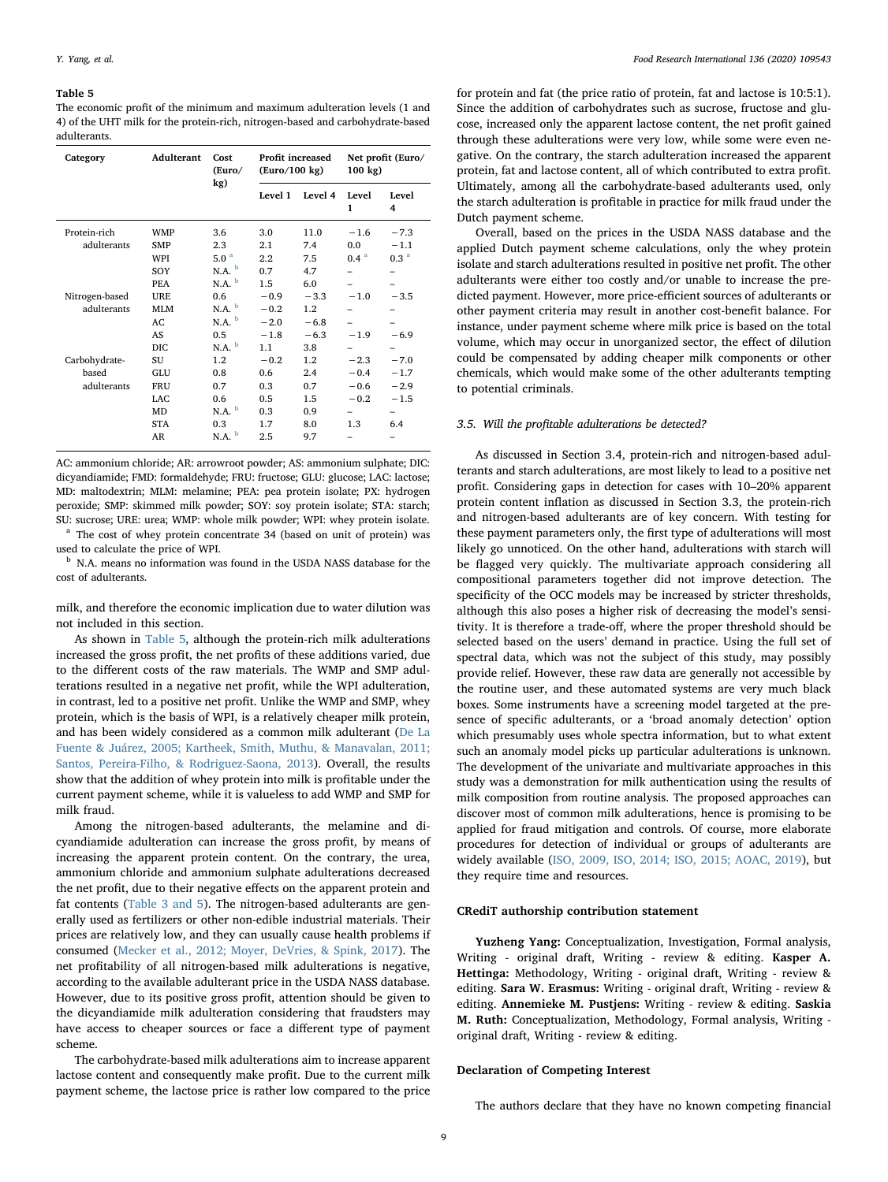**Table 5**
The economic profit of the minimum and maximum adulteration levels (1 and 4) of the UHT milk for the protein-rich, nitrogen-based and carbohydrate-based adulterants.

| Category | Adulterant | Cost (Euro/kg) | Profit increased (Euro/100 kg) | | Net profit (Euro/100 kg) | |
|---|---|---|---|---|---|---|
| | | | Level 1 | Level 4 | Level 1 | Level 4 |
| Protein-rich adulterants | WMP | 3.6 | 3.0 | 11.0 | −1.6 | −7.3 |
| | SMP | 2.3 | 2.1 | 7.4 | 0.0 | −1.1 |
| | WPI | 5.0 [a] | 2.2 | 7.5 | 0.4 [a] | 0.3 [a] |
| | SOY | N.A. [b] | 0.7 | 4.7 | – | – |
| | PEA | N.A. [b] | 1.5 | 6.0 | – | – |
| Nitrogen-based adulterants | URE | 0.6 | −0.9 | −3.3 | −1.0 | −3.5 |
| | MLM | N.A. [b] | −0.2 | 1.2 | – | – |
| | AC | N.A. [b] | −2.0 | −6.8 | – | – |
| | AS | 0.5 | −1.8 | −6.3 | −1.9 | −6.9 |
| | DIC | N.A. [b] | 1.1 | 3.8 | – | – |
| Carbohydrate-based adulterants | SU | 1.2 | −0.2 | 1.2 | −2.3 | −7.0 |
| | GLU | 0.8 | 0.6 | 2.4 | −0.4 | −1.7 |
| | FRU | 0.7 | 0.3 | 0.7 | −0.6 | −2.9 |
| | LAC | 0.6 | 0.5 | 1.5 | −0.2 | −1.5 |
| | MD | N.A. [b] | 0.3 | 0.9 | – | – |
| | STA | 0.3 | 1.7 | 8.0 | 1.3 | 6.4 |
| | AR | N.A. [b] | 2.5 | 9.7 | – | – |

AC: ammonium chloride; AR: arrowroot powder; AS: ammonium sulphate; DIC: dicyandiamide; FMD: formaldehyde; FRU: fructose; GLU: glucose; LAC: lactose; MD: maltodextrin; MLM: melamine; PEA: pea protein isolate; PX: hydrogen peroxide; SMP: skimmed milk powder; SOY: soy protein isolate; STA: starch; SU: sucrose; URE: urea; WMP: whole milk powder; WPI: whey protein isolate.

[a] The cost of whey protein concentrate 34 (based on unit of protein) was used to calculate the price of WPI.

[b] N.A. means no information was found in the USDA NASS database for the cost of adulterants.

milk, and therefore the economic implication due to water dilution was not included in this section.

As shown in Table 5, although the protein-rich milk adulterations increased the gross profit, the net profits of these additions varied, due to the different costs of the raw materials. The WMP and SMP adulterations resulted in a negative net profit, while the WPI adulteration, in contrast, led to a positive net profit. Unlike the WMP and SMP, whey protein, which is the basis of WPI, is a relatively cheaper milk protein, and has been widely considered as a common milk adulterant (De La Fuente & Juárez, 2005; Kartheek, Smith, Muthu, & Manavalan, 2011; Santos, Pereira-Filho, & Rodriguez-Saona, 2013). Overall, the results show that the addition of whey protein into milk is profitable under the current payment scheme, while it is valueless to add WMP and SMP for milk fraud.

Among the nitrogen-based adulterants, the melamine and dicyandiamide adulteration can increase the gross profit, by means of increasing the apparent protein content. On the contrary, the urea, ammonium chloride and ammonium sulphate adulterations decreased the net profit, due to their negative effects on the apparent protein and fat contents (Table 3 and 5). The nitrogen-based adulterants are generally used as fertilizers or other non-edible industrial materials. Their prices are relatively low, and they can usually cause health problems if consumed (Mecker et al., 2012; Moyer, DeVries, & Spink, 2017). The net profitability of all nitrogen-based milk adulterations is negative, according to the available adulterant price in the USDA NASS database. However, due to its positive gross profit, attention should be given to the dicyandiamide milk adulteration considering that fraudsters may have access to cheaper sources or face a different type of payment scheme.

The carbohydrate-based milk adulterations aim to increase apparent lactose content and consequently make profit. Due to the current milk payment scheme, the lactose price is rather low compared to the price for protein and fat (the price ratio of protein, fat and lactose is 10:5:1). Since the addition of carbohydrates such as sucrose, fructose and glucose, increased only the apparent lactose content, the net profit gained through these adulterations were very low, while some were even negative. On the contrary, the starch adulteration increased the apparent protein, fat and lactose content, all of which contributed to extra profit. Ultimately, among all the carbohydrate-based adulterants used, only the starch adulteration is profitable in practice for milk fraud under the Dutch payment scheme.

Overall, based on the prices in the USDA NASS database and the applied Dutch payment scheme calculations, only the whey protein isolate and starch adulterations resulted in positive net profit. The other adulterants were either too costly and/or unable to increase the predicted payment. However, more price-efficient sources of adulterants or other payment criteria may result in another cost-benefit balance. For instance, under payment scheme where milk price is based on the total volume, which may occur in unorganized sector, the effect of dilution could be compensated by adding cheaper milk components or other chemicals, which would make some of the other adulterants tempting to potential criminals.

### 3.5. Will the profitable adulterations be detected?

As discussed in Section 3.4, protein-rich and nitrogen-based adulterants and starch adulterations, are most likely to lead to a positive net profit. Considering gaps in detection for cases with 10–20% apparent protein content inflation as discussed in Section 3.3, the protein-rich and nitrogen-based adulterants are of key concern. With testing for these payment parameters only, the first type of adulterations will most likely go unnoticed. On the other hand, adulterations with starch will be flagged very quickly. The multivariate approach considering all compositional parameters together did not improve detection. The specificity of the OCC models may be increased by stricter thresholds, although this also poses a higher risk of decreasing the model's sensitivity. It is therefore a trade-off, where the proper threshold should be selected based on the users' demand in practice. Using the full set of spectral data, which was not the subject of this study, may possibly provide relief. However, these raw data are generally not accessible by the routine user, and these automated systems are very much black boxes. Some instruments have a screening model targeted at the presence of specific adulterants, or a 'broad anomaly detection' option which presumably uses whole spectra information, but to what extent such an anomaly model picks up particular adulterations is unknown. The development of the univariate and multivariate approaches in this study was a demonstration for milk authentication using the results of milk composition from routine analysis. The proposed approaches can discover most of common milk adulterations, hence is promising to be applied for fraud mitigation and controls. Of course, more elaborate procedures for detection of individual or groups of adulterants are widely available (ISO, 2009, ISO, 2014; ISO, 2015; AOAC, 2019), but they require time and resources.

## CRediT authorship contribution statement

**Yuzheng Yang:** Conceptualization, Investigation, Formal analysis, Writing - original draft, Writing - review & editing. **Kasper A. Hettinga:** Methodology, Writing - original draft, Writing - review & editing. **Sara W. Erasmus:** Writing - original draft, Writing - review & editing. **Annemieke M. Pustjens:** Writing - review & editing. **Saskia M. Ruth:** Conceptualization, Methodology, Formal analysis, Writing - original draft, Writing - review & editing.

## Declaration of Competing Interest

The authors declare that they have no known competing financial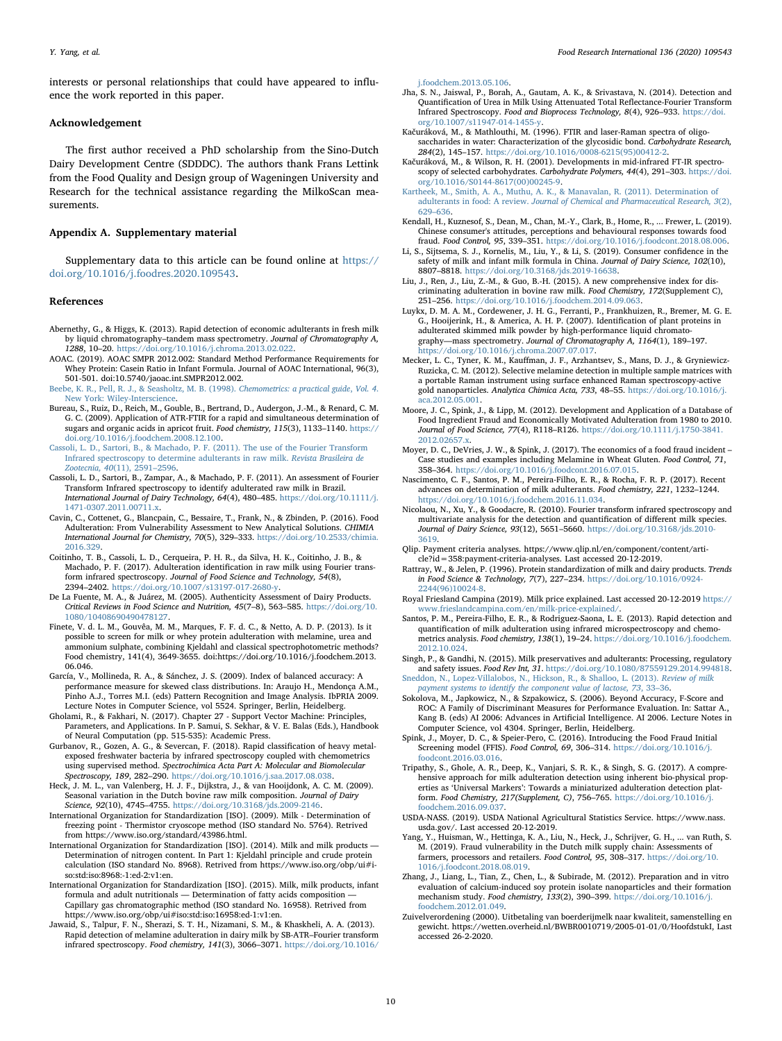interests or personal relationships that could have appeared to influence the work reported in this paper.

## Acknowledgement

The first author received a PhD scholarship from the Sino-Dutch Dairy Development Centre (SDDDC). The authors thank Frans Lettink from the Food Quality and Design group of Wageningen University and Research for the technical assistance regarding the MilkoScan measurements.

## Appendix A. Supplementary material

Supplementary data to this article can be found online at https://doi.org/10.1016/j.foodres.2020.109543.

## References

Abernethy, G., & Higgs, K. (2013). Rapid detection of economic adulterants in fresh milk by liquid chromatography–tandem mass spectrometry. *Journal of Chromatography A, 1288*, 10–20. https://doi.org/10.1016/j.chroma.2013.02.022.

AOAC. (2019). AOAC SMPR 2012.002: Standard Method Performance Requirements for Whey Protein: Casein Ratio in Infant Formula. Journal of AOAC International, 96(3), 501-501. doi:10.5740/jaoac.int.SMPR2012.002.

Beebe, K. R., Pell, R. J., & Seasholtz, M. B. (1998). *Chemometrics: a practical guide, Vol. 4*. New York: Wiley-Interscience.

Bureau, S., Ruiz, D., Reich, M., Gouble, B., Bertrand, D., Audergon, J.-M., & Renard, C. M. G. C. (2009). Application of ATR-FTIR for a rapid and simultaneous determination of sugars and organic acids in apricot fruit. *Food chemistry, 115*(3), 1133–1140. https://doi.org/10.1016/j.foodchem.2008.12.100.

Cassoli, L. D., Sartori, B., & Machado, P. F. (2011). The use of the Fourier Transform Infrared spectroscopy to determine adulterants in raw milk. *Revista Brasileira de Zootecnia, 40*(11), 2591–2596.

Cassoli, L. D., Sartori, B., Zampar, A., & Machado, P. F. (2011). An assessment of Fourier Transform Infrared spectroscopy to identify adulterated raw milk in Brazil. *International Journal of Dairy Technology, 64*(4), 480–485. https://doi.org/10.1111/j.1471-0307.2011.00711.x.

Cavin, C., Cottenet, G., Blancpain, C., Bessaire, T., Frank, N., & Zbinden, P. (2016). Food Adulteration: From Vulnerability Assessment to New Analytical Solutions. *CHIMIA International Journal for Chemistry, 70*(5), 329–333. https://doi.org/10.2533/chimia.2016.329.

Coitinho, T. B., Cassoli, L. D., Cerqueira, P. H. R., da Silva, H. K., Coitinho, J. B., & Machado, P. F. (2017). Adulteration identification in raw milk using Fourier transform infrared spectroscopy. *Journal of Food Science and Technology, 54*(8), 2394–2402. https://doi.org/10.1007/s13197-017-2680-y.

De La Fuente, M. A., & Juárez, M. (2005). Authenticity Assessment of Dairy Products. *Critical Reviews in Food Science and Nutrition, 45*(7–8), 563–585. https://doi.org/10.1080/10408690490478127.

Finete, V. d. L. M., Gouvêa, M. M., Marques, F. F. d. C., & Netto, A. D. P. (2013). Is it possible to screen for milk or whey protein adulteration with melamine, urea and ammonium sulphate, combining Kjeldahl and classical spectrophotometric methods? Food chemistry, 141(4), 3649-3655. doi:https://doi.org/10.1016/j.foodchem.2013.06.046.

García, V., Mollineda, R. A., & Sánchez, J. S. (2009). Index of balanced accuracy: A performance measure for skewed class distributions. In: Araujo H., Mendonça A.M., Pinho A.J., Torres M.I. (eds) Pattern Recognition and Image Analysis. IbPRIA 2009. Lecture Notes in Computer Science, vol 5524. Springer, Berlin, Heidelberg.

Gholami, R., & Fakhari, N. (2017). Chapter 27 - Support Vector Machine: Principles, Parameters, and Applications. In P. Samui, S. Sekhar, & V. E. Balas (Eds.), Handbook of Neural Computation (pp. 515-535): Academic Press.

Gurbanov, R., Gozen, A. G., & Severcan, F. (2018). Rapid classification of heavy metal-exposed freshwater bacteria by infrared spectroscopy coupled with chemometrics using supervised method. *Spectrochimica Acta Part A: Molecular and Biomolecular Spectroscopy, 189*, 282–290. https://doi.org/10.1016/j.saa.2017.08.038.

Heck, J. M. L., van Valenberg, H. J. F., Dijkstra, J., & van Hooijdonk, A. C. M. (2009). Seasonal variation in the Dutch bovine raw milk composition. *Journal of Dairy Science, 92*(10), 4745–4755. https://doi.org/10.3168/jds.2009-2146.

International Organization for Standardization [ISO]. (2009). Milk - Determination of freezing point - Thermistor cryoscope method (ISO standard No. 5764). Retrieved from https://www.iso.org/standard/43986.html.

International Organization for Standardization [ISO]. (2014). Milk and milk products — Determination of nitrogen content. In Part 1: Kjeldahl principle and crude protein calculation (ISO standard No. 8968). Retrived from https://www.iso.org/obp/ui#iso:std:iso:8968:-1:ed-2:v1:en.

International Organization for Standardization [ISO]. (2015). Milk, milk products, infant formula and adult nutritionals — Determination of fatty acids composition — Capillary gas chromatographic method (ISO standard No. 16958). Retrieved from https://www.iso.org/obp/ui#iso:std:iso:16958:ed-1:v1:en.

Jawaid, S., Talpur, F. N., Sherazi, S. T. H., Nizamani, S. M., & Khaskheli, A. A. (2013). Rapid detection of melamine adulteration in dairy milk by SB-ATR–Fourier transform infrared spectroscopy. *Food chemistry, 141*(3), 3066–3071. https://doi.org/10.1016/j.foodchem.2013.05.106.

Jha, S. N., Jaiswal, P., Borah, A., Gautam, A. K., & Srivastava, N. (2014). Detection and Quantification of Urea in Milk Using Attenuated Total Reflectance-Fourier Transform Infrared Spectroscopy. *Food and Bioprocess Technology, 8*(4), 926–933. https://doi.org/10.1007/s11947-014-1455-y.

Kačuráková, M., & Mathlouthi, M. (1996). FTIR and laser-Raman spectra of oligosaccharides in water: Characterization of the glycosidic bond. *Carbohydrate Research, 284*(2), 145–157. https://doi.org/10.1016/0008-6215(95)00412-2.

Kačuráková, M., & Wilson, R. H. (2001). Developments in mid-infrared FT-IR spectroscopy of selected carbohydrates. *Carbohydrate Polymers, 44*(4), 291–303. https://doi.org/10.1016/S0144-8617(00)00245-9.

Kartheek, M., Smith, A. A., Muthu, A. K., & Manavalan, R. (2011). Determination of adulterants in food: A review. *Journal of Chemical and Pharmaceutical Research, 3*(2), 629–636.

Kendall, H., Kuznesof, S., Dean, M., Chan, M.-Y., Clark, B., Home, R., ... Frewer, L. (2019). Chinese consumer's attitudes, perceptions and behavioural responses towards food fraud. *Food Control, 95*, 339–351. https://doi.org/10.1016/j.foodcont.2018.08.006.

Li, S., Sijtsema, S. J., Kornelis, M., Liu, Y., & Li, S. (2019). Consumer confidence in the safety of milk and infant milk formula in China. *Journal of Dairy Science, 102*(10), 8807–8818. https://doi.org/10.3168/jds.2019-16638.

Liu, J., Ren, J., Liu, Z.-M., & Guo, B.-H. (2015). A new comprehensive index for discriminating adulteration in bovine raw milk. *Food Chemistry, 172*(Supplement C), 251–256. https://doi.org/10.1016/j.foodchem.2014.09.063.

Luykx, D. M. A. M., Cordewener, J. H. G., Ferranti, P., Frankhuizen, R., Bremer, M. G. E. G., Hooijerink, H., & America, A. H. P. (2007). Identification of plant proteins in adulterated skimmed milk powder by high-performance liquid chromatography—mass spectrometry. *Journal of Chromatography A, 1164*(1), 189–197. https://doi.org/10.1016/j.chroma.2007.07.017.

Mecker, L. C., Tyner, K. M., Kauffman, J. F., Arzhantsev, S., Mans, D. J., & Gryniewicz-Ruzicka, C. M. (2012). Selective melamine detection in multiple sample matrices with a portable Raman instrument using surface enhanced Raman spectroscopy-active gold nanoparticles. *Analytica Chimica Acta, 733*, 48–55. https://doi.org/10.1016/j.aca.2012.05.001.

Moore, J. C., Spink, J., & Lipp, M. (2012). Development and Application of a Database of Food Ingredient Fraud and Economically Motivated Adulteration from 1980 to 2010. *Journal of Food Science, 77*(4), R118–R126. https://doi.org/10.1111/j.1750-3841.2012.02657.x.

Moyer, D. C., DeVries, J. W., & Spink, J. (2017). The economics of a food fraud incident – Case studies and examples including Melamine in Wheat Gluten. *Food Control, 71*, 358–364. https://doi.org/10.1016/j.foodcont.2016.07.015.

Nascimento, C. F., Santos, P. M., Pereira-Filho, E. R., & Rocha, F. R. P. (2017). Recent advances on determination of milk adulterants. *Food chemistry, 221*, 1232–1244. https://doi.org/10.1016/j.foodchem.2016.11.034.

Nicolaou, N., Xu, Y., & Goodacre, R. (2010). Fourier transform infrared spectroscopy and multivariate analysis for the detection and quantification of different milk species. *Journal of Dairy Science, 93*(12), 5651–5660. https://doi.org/10.3168/jds.2010-3619.

Qlip. Payment criteria analyses. https://www.qlip.nl/en/component/content/article?id=358:payment-criteria-analyses. Last accessed 20-12-2019.

Rattray, W., & Jelen, P. (1996). Protein standardization of milk and dairy products. *Trends in Food Science & Technology, 7*(7), 227–234. https://doi.org/10.1016/0924-2244(96)10024-8.

Royal Friesland Campina (2019). Milk price explained. Last accessed 20-12-2019 https://www.frieslandcampina.com/en/milk-price-explained/.

Santos, P. M., Pereira-Filho, E. R., & Rodriguez-Saona, L. E. (2013). Rapid detection and quantification of milk adulteration using infrared microspectroscopy and chemometrics analysis. *Food chemistry, 138*(1), 19–24. https://doi.org/10.1016/j.foodchem.2012.10.024.

Singh, P., & Gandhi, N. (2015). Milk preservatives and adulterants: Processing, regulatory and safety issues. *Food Rev Int, 31*. https://doi.org/10.1080/87559129.2014.994818.

Sneddon, N., Lopez-Villalobos, N., Hickson, R., & Shalloo, L. (2013). *Review of milk payment systems to identify the component value of lactose, 73*, 33–36.

Sokolova, M., Japkowicz, N., & Szpakowicz, S. (2006). Beyond Accuracy, F-Score and ROC: A Family of Discriminant Measures for Performance Evaluation. In: Sattar A., Kang B. (eds) AI 2006: Advances in Artificial Intelligence. AI 2006. Lecture Notes in Computer Science, vol 4304. Springer, Berlin, Heidelberg.

Spink, J., Moyer, D. C., & Speier-Pero, C. (2016). Introducing the Food Fraud Initial Screening model (FFIS). *Food Control, 69*, 306–314. https://doi.org/10.1016/j.foodcont.2016.03.016.

Tripathy, S., Ghole, A. R., Deep, K., Vanjari, S. R. K., & Singh, S. G. (2017). A comprehensive approach for milk adulteration detection using inherent bio-physical properties as 'Universal Markers': Towards a miniaturized adulteration detection platform. *Food Chemistry, 217(Supplement, C)*, 756–765. https://doi.org/10.1016/j.foodchem.2016.09.037.

USDA-NASS. (2019). USDA National Agricultural Statistics Service. https://www.nass.usda.gov/. Last accessed 20-12-2019.

Yang, Y., Huisman, W., Hettinga, K. A., Liu, N., Heck, J., Schrijver, G. H., ... van Ruth, S. M. (2019). Fraud vulnerability in the Dutch milk supply chain: Assessments of farmers, processors and retailers. *Food Control, 95*, 308–317. https://doi.org/10.1016/j.foodcont.2018.08.019.

Zhang, J., Liang, L., Tian, Z., Chen, L., & Subirade, M. (2012). Preparation and in vitro evaluation of calcium-induced soy protein isolate nanoparticles and their formation mechanism study. *Food chemistry, 133*(2), 390–399. https://doi.org/10.1016/j.foodchem.2012.01.049.

Zuivelverordening (2000). Uitbetaling van boerderijmelk naar kwaliteit, samenstelling en gewicht. https://wetten.overheid.nl/BWBR0010719/2005-01-01/0/HoofdstukI, Last accessed 26-2-2020.